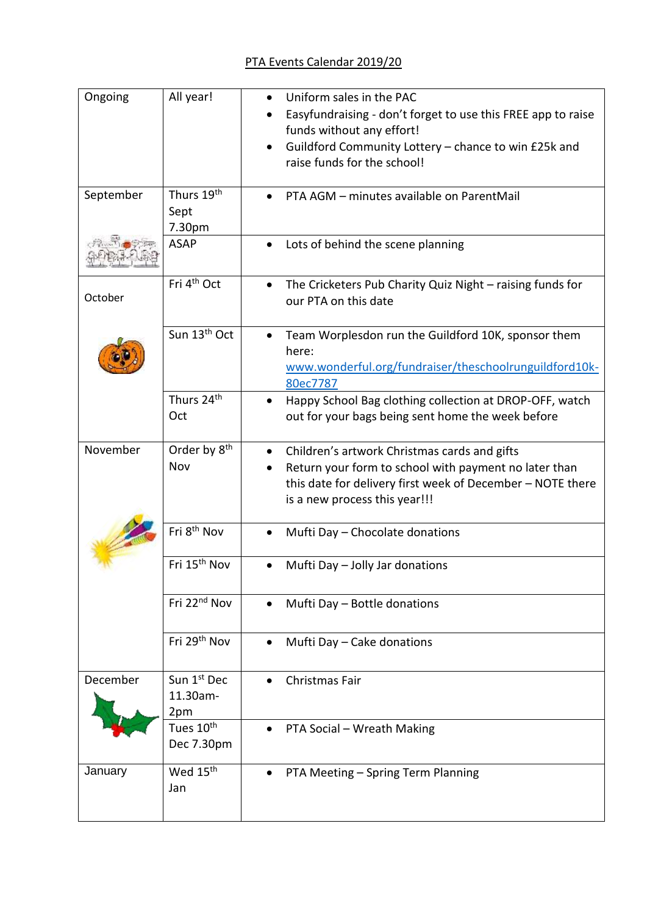PTA Events Calendar 2019/20

| | | |
|---|---|---|
| Ongoing | All year! | • Uniform sales in the PAC<br>• Easyfundraising - don't forget to use this FREE app to raise funds without any effort!<br>• Guildford Community Lottery – chance to win £25k and raise funds for the school! |
| September | Thurs 19th Sept 7.30pm | • PTA AGM – minutes available on ParentMail |
| | ASAP | • Lots of behind the scene planning |
| October | Fri 4th Oct | • The Cricketers Pub Charity Quiz Night – raising funds for our PTA on this date |
| | Sun 13th Oct | • Team Worplesdon run the Guildford 10K, sponsor them here: [www.wonderful.org/fundraiser/theschoolrunguildford10k-80ec7787](www.wonderful.org/fundraiser/theschoolrunguildford10k-80ec7787) |
| | Thurs 24th Oct | • Happy School Bag clothing collection at DROP-OFF, watch out for your bags being sent home the week before |
| November | Order by 8th Nov | • Children's artwork Christmas cards and gifts<br>• Return your form to school with payment no later than this date for delivery first week of December – NOTE there is a new process this year!!! |
| | Fri 8th Nov | • Mufti Day – Chocolate donations |
| | Fri 15th Nov | • Mufti Day – Jolly Jar donations |
| | Fri 22nd Nov | • Mufti Day – Bottle donations |
| | Fri 29th Nov | • Mufti Day – Cake donations |
| December | Sun 1st Dec 11.30am-2pm | • Christmas Fair |
| | Tues 10th Dec 7.30pm | • PTA Social – Wreath Making |
| January | Wed 15th Jan | • PTA Meeting – Spring Term Planning |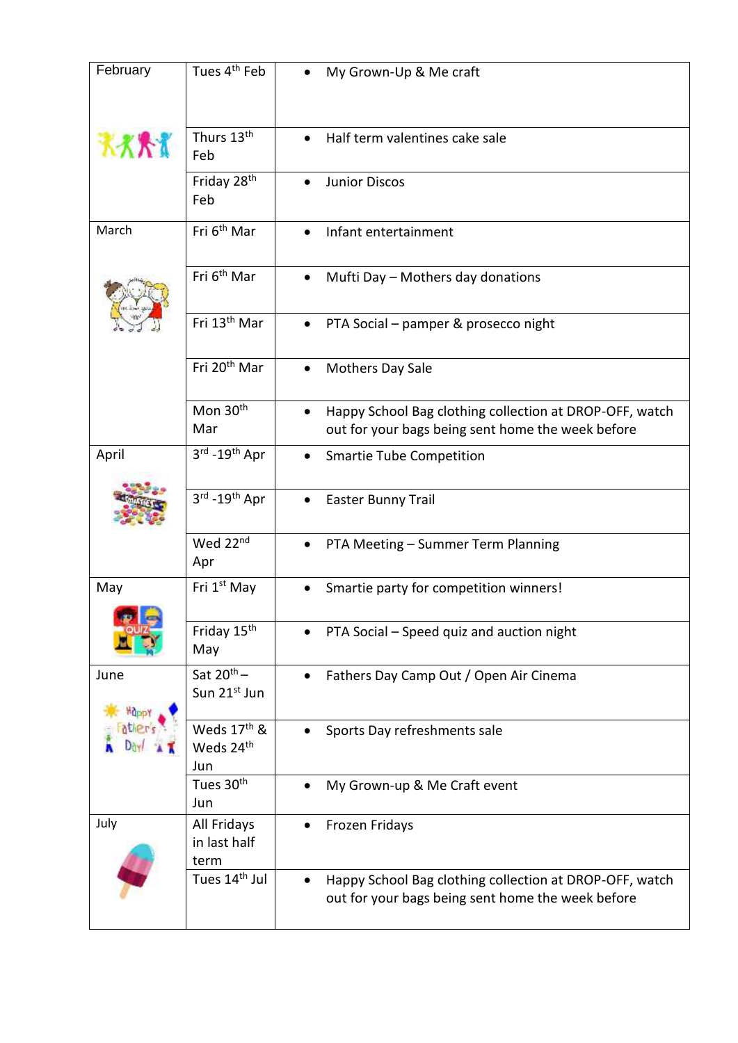| | | |
|---|---|---|
| February | Tues 4th Feb | • My Grown-Up & Me craft |
| | Thurs 13th Feb | • Half term valentines cake sale |
| | Friday 28th Feb | • Junior Discos |
| March | Fri 6th Mar | • Infant entertainment |
| | Fri 6th Mar | • Mufti Day – Mothers day donations |
| | Fri 13th Mar | • PTA Social – pamper & prosecco night |
| | Fri 20th Mar | • Mothers Day Sale |
| | Mon 30th Mar | • Happy School Bag clothing collection at DROP-OFF, watch out for your bags being sent home the week before |
| April | 3rd -19th Apr | • Smartie Tube Competition |
| | 3rd -19th Apr | • Easter Bunny Trail |
| | Wed 22nd Apr | • PTA Meeting – Summer Term Planning |
| May | Fri 1st May | • Smartie party for competition winners! |
| | Friday 15th May | • PTA Social – Speed quiz and auction night |
| June | Sat 20th – Sun 21st Jun | • Fathers Day Camp Out / Open Air Cinema |
| | Weds 17th & Weds 24th Jun | • Sports Day refreshments sale |
| | Tues 30th Jun | • My Grown-up & Me Craft event |
| July | All Fridays in last half term | • Frozen Fridays |
| | Tues 14th Jul | • Happy School Bag clothing collection at DROP-OFF, watch out for your bags being sent home the week before |